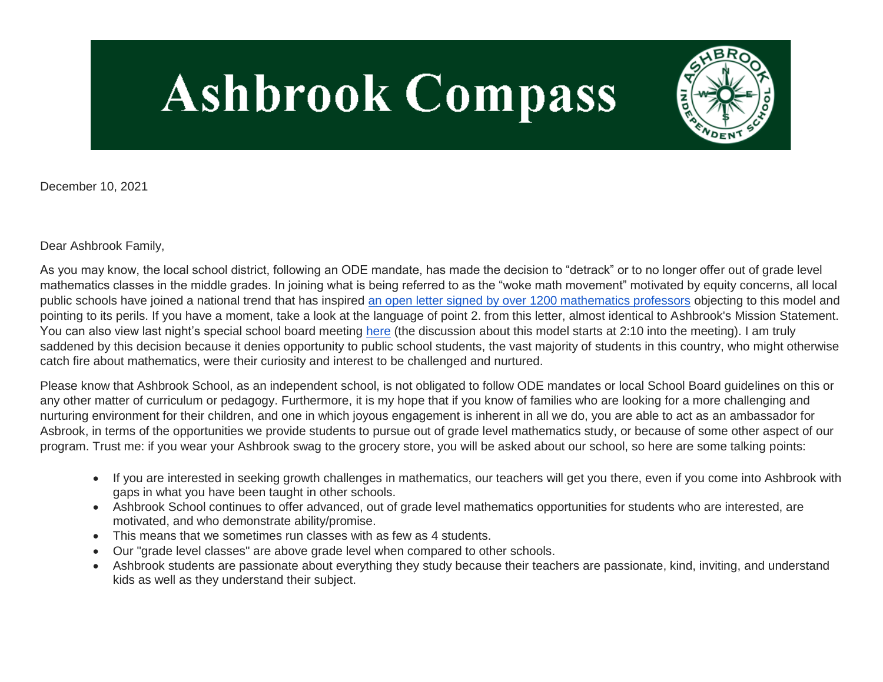# Ashbrook Compass

December 10, 2021

Dear Ashbrook Family,

As you may know, the local school district, following an ODE mandate, has made the decision to "detrack" or to no longer offer out of grade level mathematics classes in the middle grades. In joining what is being referred to as the "woke math movement" motivated by equity concerns, all local public schools have joined a national trend that has inspired [an open letter signed by over 1200 mathematics professors]() objecting to this model and pointing to its perils. If you have a moment, take a look at the language of point 2. from this letter, almost identical to Ashbrook's Mission Statement. You can also view last night's special school board meeting [here]() (the discussion about this model starts at 2:10 into the meeting). I am truly saddened by this decision because it denies opportunity to public school students, the vast majority of students in this country, who might otherwise catch fire about mathematics, were their curiosity and interest to be challenged and nurtured.

Please know that Ashbrook School, as an independent school, is not obligated to follow ODE mandates or local School Board guidelines on this or any other matter of curriculum or pedagogy. Furthermore, it is my hope that if you know of families who are looking for a more challenging and nurturing environment for their children, and one in which joyous engagement is inherent in all we do, you are able to act as an ambassador for Asbrook, in terms of the opportunities we provide students to pursue out of grade level mathematics study, or because of some other aspect of our program. Trust me: if you wear your Ashbrook swag to the grocery store, you will be asked about our school, so here are some talking points:

- If you are interested in seeking growth challenges in mathematics, our teachers will get you there, even if you come into Ashbrook with gaps in what you have been taught in other schools.
- Ashbrook School continues to offer advanced, out of grade level mathematics opportunities for students who are interested, are motivated, and who demonstrate ability/promise.
- This means that we sometimes run classes with as few as 4 students.
- Our "grade level classes" are above grade level when compared to other schools.
- Ashbrook students are passionate about everything they study because their teachers are passionate, kind, inviting, and understand kids as well as they understand their subject.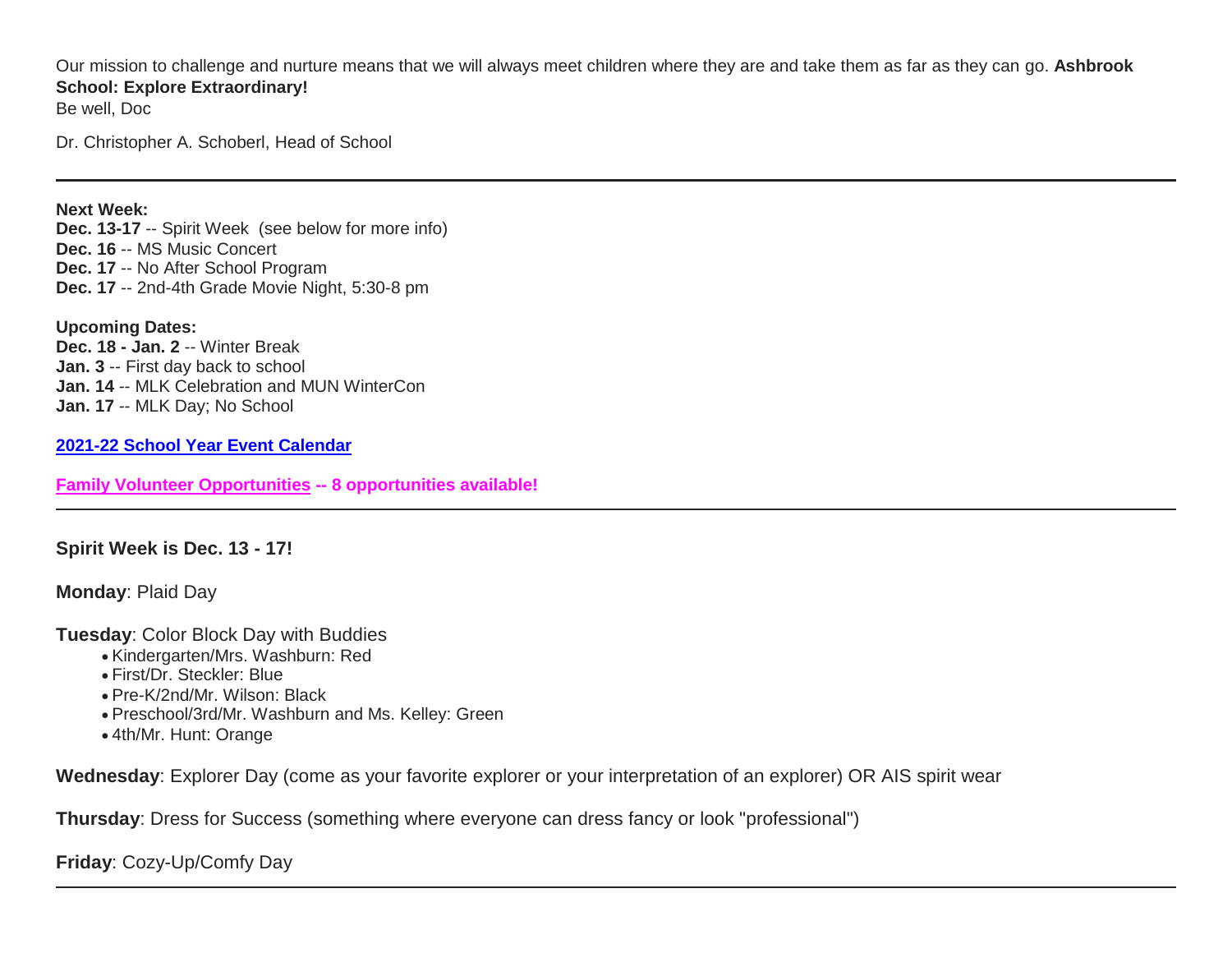Our mission to challenge and nurture means that we will always meet children where they are and take them as far as they can go. **Ashbrook School: Explore Extraordinary!**
Be well, Doc

Dr. Christopher A. Schoberl, Head of School

---

**Next Week:**
**Dec. 13-17** -- Spirit Week (see below for more info)
**Dec. 16** -- MS Music Concert
**Dec. 17** -- No After School Program
**Dec. 17** -- 2nd-4th Grade Movie Night, 5:30-8 pm

**Upcoming Dates:**
**Dec. 18 - Jan. 2** -- Winter Break
**Jan. 3** -- First day back to school
**Jan. 14** -- MLK Celebration and MUN WinterCon
**Jan. 17** -- MLK Day; No School

**2021-22 School Year Event Calendar**

**Family Volunteer Opportunities -- 8 opportunities available!**

---

**Spirit Week is Dec. 13 - 17!**

**Monday**: Plaid Day

**Tuesday**: Color Block Day with Buddies

- Kindergarten/Mrs. Washburn: Red
- First/Dr. Steckler: Blue
- Pre-K/2nd/Mr. Wilson: Black
- Preschool/3rd/Mr. Washburn and Ms. Kelley: Green
- 4th/Mr. Hunt: Orange

**Wednesday**: Explorer Day (come as your favorite explorer or your interpretation of an explorer) OR AIS spirit wear

**Thursday**: Dress for Success (something where everyone can dress fancy or look "professional")

**Friday**: Cozy-Up/Comfy Day

---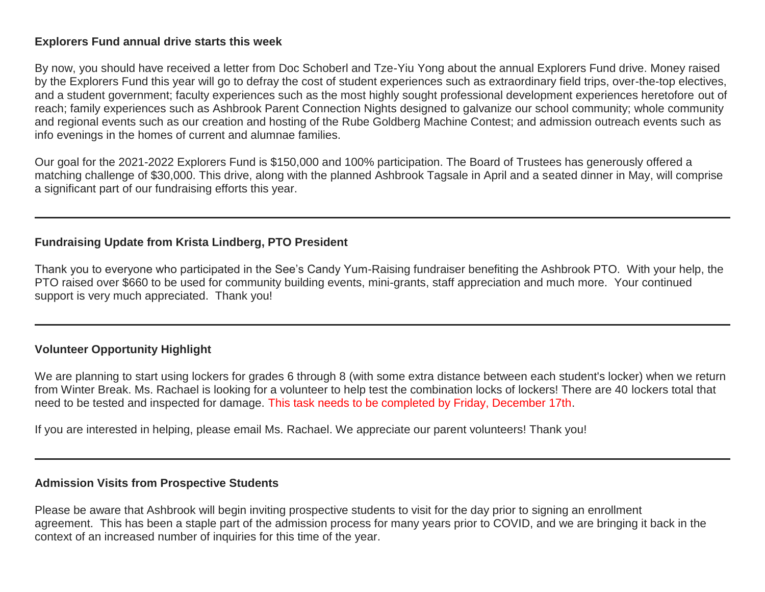**Explorers Fund annual drive starts this week**

By now, you should have received a letter from Doc Schoberl and Tze-Yiu Yong about the annual Explorers Fund drive. Money raised by the Explorers Fund this year will go to defray the cost of student experiences such as extraordinary field trips, over-the-top electives, and a student government; faculty experiences such as the most highly sought professional development experiences heretofore out of reach; family experiences such as Ashbrook Parent Connection Nights designed to galvanize our school community; whole community and regional events such as our creation and hosting of the Rube Goldberg Machine Contest; and admission outreach events such as info evenings in the homes of current and alumnae families.

Our goal for the 2021-2022 Explorers Fund is $150,000 and 100% participation. The Board of Trustees has generously offered a matching challenge of $30,000. This drive, along with the planned Ashbrook Tagsale in April and a seated dinner in May, will comprise a significant part of our fundraising efforts this year.

---

**Fundraising Update from Krista Lindberg, PTO President**

Thank you to everyone who participated in the See's Candy Yum-Raising fundraiser benefiting the Ashbrook PTO. With your help, the PTO raised over $660 to be used for community building events, mini-grants, staff appreciation and much more. Your continued support is very much appreciated. Thank you!

---

**Volunteer Opportunity Highlight**

We are planning to start using lockers for grades 6 through 8 (with some extra distance between each student's locker) when we return from Winter Break. Ms. Rachael is looking for a volunteer to help test the combination locks of lockers! There are 40 lockers total that need to be tested and inspected for damage. This task needs to be completed by Friday, December 17th.

If you are interested in helping, please email Ms. Rachael. We appreciate our parent volunteers! Thank you!

---

**Admission Visits from Prospective Students**

Please be aware that Ashbrook will begin inviting prospective students to visit for the day prior to signing an enrollment agreement. This has been a staple part of the admission process for many years prior to COVID, and we are bringing it back in the context of an increased number of inquiries for this time of the year.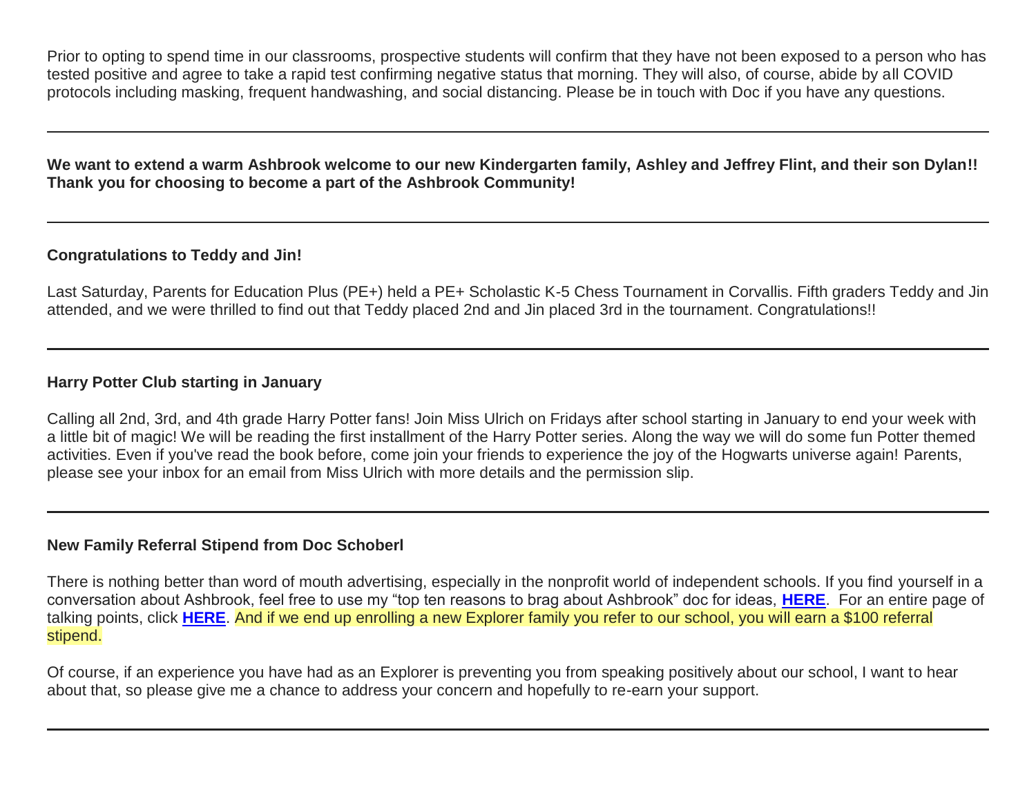Prior to opting to spend time in our classrooms, prospective students will confirm that they have not been exposed to a person who has tested positive and agree to take a rapid test confirming negative status that morning. They will also, of course, abide by all COVID protocols including masking, frequent handwashing, and social distancing. Please be in touch with Doc if you have any questions.

---

**We want to extend a warm Ashbrook welcome to our new Kindergarten family, Ashley and Jeffrey Flint, and their son Dylan!! Thank you for choosing to become a part of the Ashbrook Community!**

---

**Congratulations to Teddy and Jin!**

Last Saturday, Parents for Education Plus (PE+) held a PE+ Scholastic K-5 Chess Tournament in Corvallis. Fifth graders Teddy and Jin attended, and we were thrilled to find out that Teddy placed 2nd and Jin placed 3rd in the tournament. Congratulations!!

---

**Harry Potter Club starting in January**

Calling all 2nd, 3rd, and 4th grade Harry Potter fans! Join Miss Ulrich on Fridays after school starting in January to end your week with a little bit of magic! We will be reading the first installment of the Harry Potter series. Along the way we will do some fun Potter themed activities. Even if you've read the book before, come join your friends to experience the joy of the Hogwarts universe again! Parents, please see your inbox for an email from Miss Ulrich with more details and the permission slip.

---

**New Family Referral Stipend from Doc Schoberl**

There is nothing better than word of mouth advertising, especially in the nonprofit world of independent schools. If you find yourself in a conversation about Ashbrook, feel free to use my "top ten reasons to brag about Ashbrook" doc for ideas, **HERE**. For an entire page of talking points, click **HERE**. And if we end up enrolling a new Explorer family you refer to our school, you will earn a $100 referral stipend.

Of course, if an experience you have had as an Explorer is preventing you from speaking positively about our school, I want to hear about that, so please give me a chance to address your concern and hopefully to re-earn your support.

---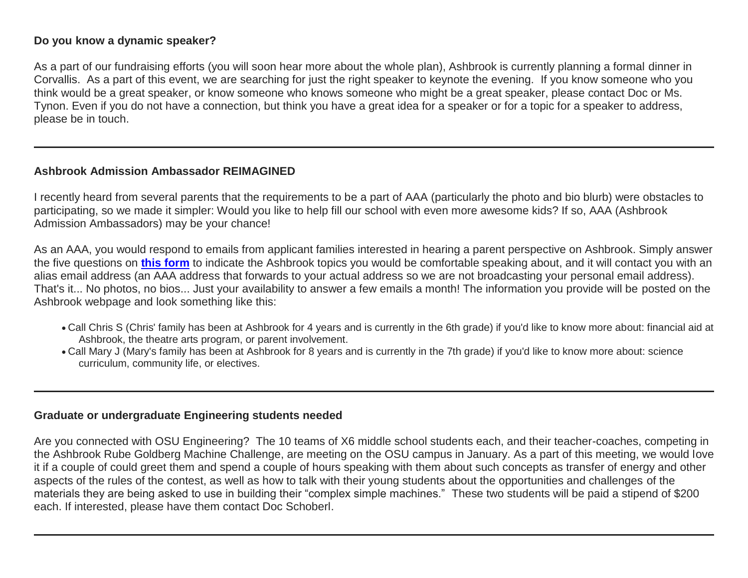**Do you know a dynamic speaker?**

As a part of our fundraising efforts (you will soon hear more about the whole plan), Ashbrook is currently planning a formal dinner in Corvallis. As a part of this event, we are searching for just the right speaker to keynote the evening. If you know someone who you think would be a great speaker, or know someone who knows someone who might be a great speaker, please contact Doc or Ms. Tynon. Even if you do not have a connection, but think you have a great idea for a speaker or for a topic for a speaker to address, please be in touch.

---

**Ashbrook Admission Ambassador REIMAGINED**

I recently heard from several parents that the requirements to be a part of AAA (particularly the photo and bio blurb) were obstacles to participating, so we made it simpler: Would you like to help fill our school with even more awesome kids? If so, AAA (Ashbrook Admission Ambassadors) may be your chance!

As an AAA, you would respond to emails from applicant families interested in hearing a parent perspective on Ashbrook. Simply answer the five questions on **this form** to indicate the Ashbrook topics you would be comfortable speaking about, and it will contact you with an alias email address (an AAA address that forwards to your actual address so we are not broadcasting your personal email address). That's it... No photos, no bios... Just your availability to answer a few emails a month! The information you provide will be posted on the Ashbrook webpage and look something like this:

- Call Chris S (Chris' family has been at Ashbrook for 4 years and is currently in the 6th grade) if you'd like to know more about: financial aid at Ashbrook, the theatre arts program, or parent involvement.
- Call Mary J (Mary's family has been at Ashbrook for 8 years and is currently in the 7th grade) if you'd like to know more about: science curriculum, community life, or electives.

---

**Graduate or undergraduate Engineering students needed**

Are you connected with OSU Engineering? The 10 teams of X6 middle school students each, and their teacher-coaches, competing in the Ashbrook Rube Goldberg Machine Challenge, are meeting on the OSU campus in January. As a part of this meeting, we would love it if a couple of could greet them and spend a couple of hours speaking with them about such concepts as transfer of energy and other aspects of the rules of the contest, as well as how to talk with their young students about the opportunities and challenges of the materials they are being asked to use in building their "complex simple machines." These two students will be paid a stipend of $200 each. If interested, please have them contact Doc Schoberl.

---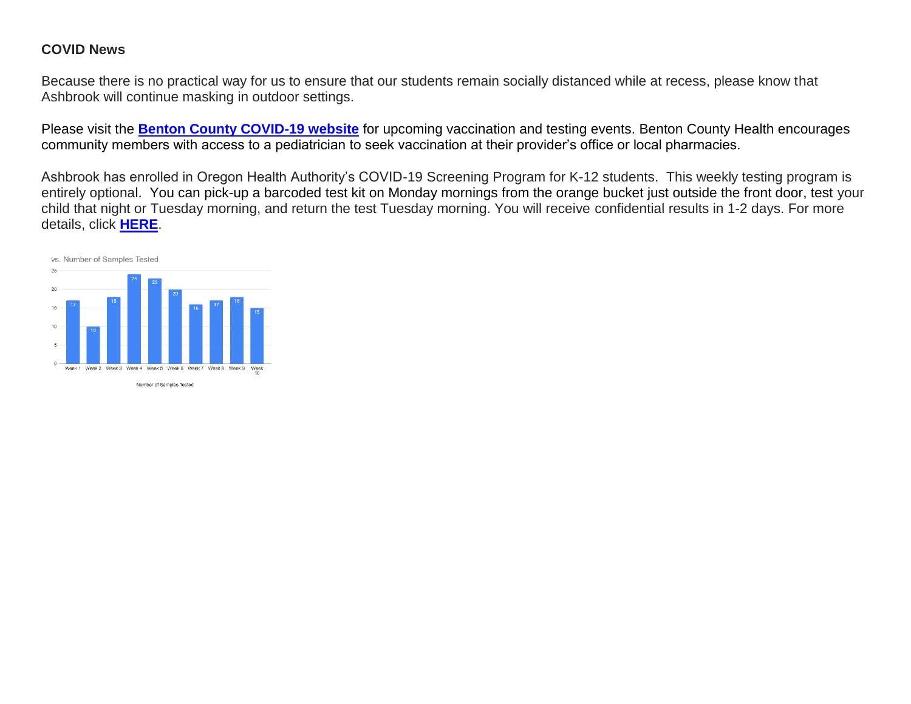**COVID News**

Because there is no practical way for us to ensure that our students remain socially distanced while at recess, please know that Ashbrook will continue masking in outdoor settings.

Please visit the **Benton County COVID-19 website** for upcoming vaccination and testing events. Benton County Health encourages community members with access to a pediatrician to seek vaccination at their provider's office or local pharmacies.

Ashbrook has enrolled in Oregon Health Authority's COVID-19 Screening Program for K-12 students. This weekly testing program is entirely optional. You can pick-up a barcoded test kit on Monday mornings from the orange bucket just outside the front door, test your child that night or Tuesday morning, and return the test Tuesday morning. You will receive confidential results in 1-2 days. For more details, click **HERE**.

vs. Number of Samples Tested

25
20
15
10
5
0

17 10 18 24 23 20 16 17 18 15

Week 1 Week 2 Week 3 Week 4 Week 5 Week 6 Week 7 Week 8 Week 9 Week 10

Number of Samples Tested